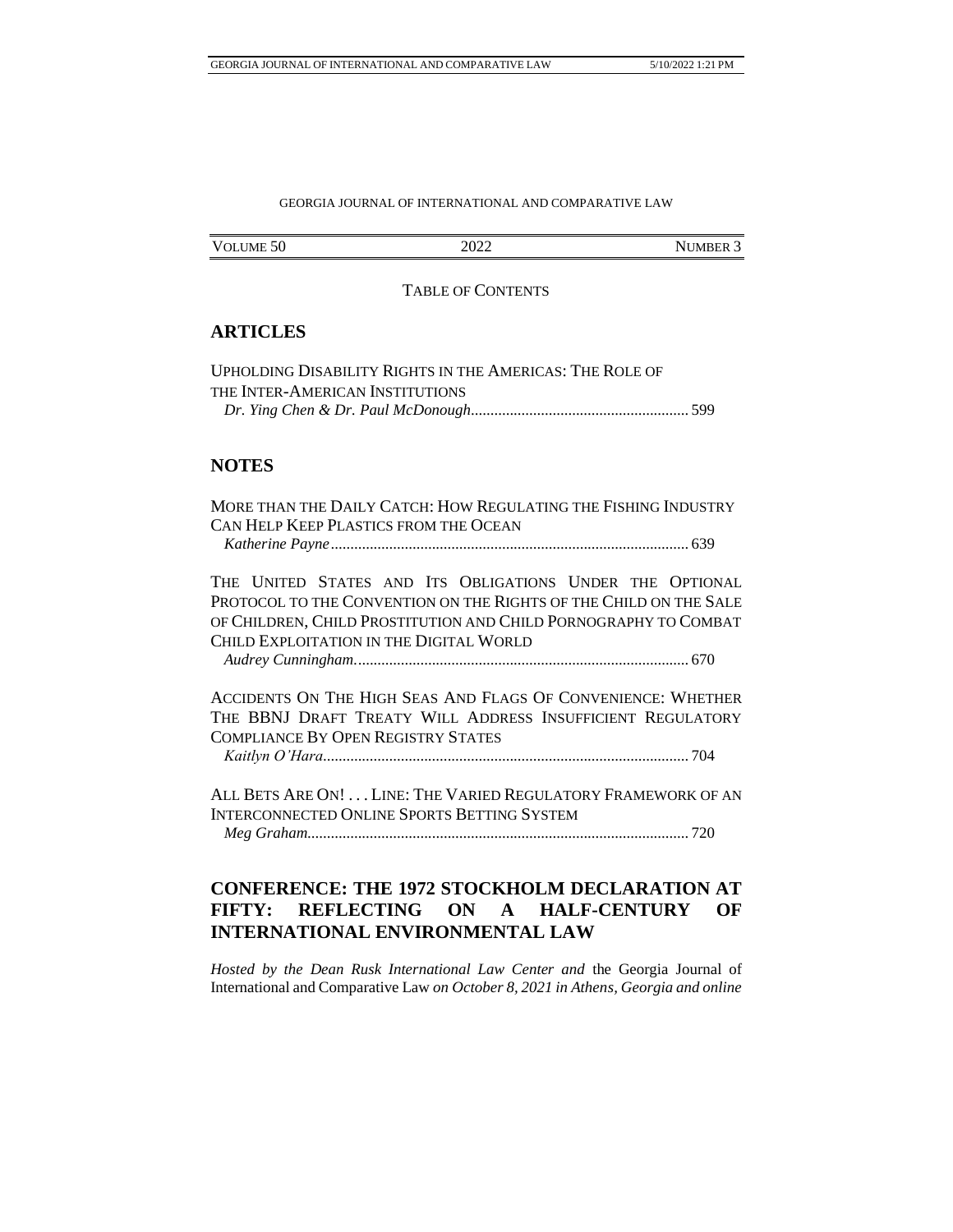GEORGIA JOURNAL OF INTERNATIONAL AND COMPARATIVE LAW

| VOLUME 50 | 2022 | NUMBER 3 |
|---|---|---|

TABLE OF CONTENTS

## ARTICLES

UPHOLDING DISABILITY RIGHTS IN THE AMERICAS: THE ROLE OF THE INTER-AMERICAN INSTITUTIONS
*Dr. Ying Chen & Dr. Paul McDonough*........................................................ 599

## NOTES

MORE THAN THE DAILY CATCH: HOW REGULATING THE FISHING INDUSTRY CAN HELP KEEP PLASTICS FROM THE OCEAN
*Katherine Payne*........................................................................................... 639

THE UNITED STATES AND ITS OBLIGATIONS UNDER THE OPTIONAL PROTOCOL TO THE CONVENTION ON THE RIGHTS OF THE CHILD ON THE SALE OF CHILDREN, CHILD PROSTITUTION AND CHILD PORNOGRAPHY TO COMBAT CHILD EXPLOITATION IN THE DIGITAL WORLD
*Audrey Cunningham*..................................................................................... 670

ACCIDENTS ON THE HIGH SEAS AND FLAGS OF CONVENIENCE: WHETHER THE BBNJ DRAFT TREATY WILL ADDRESS INSUFFICIENT REGULATORY COMPLIANCE BY OPEN REGISTRY STATES
*Kaitlyn O'Hara*............................................................................................. 704

ALL BETS ARE ON! . . . LINE: THE VARIED REGULATORY FRAMEWORK OF AN INTERCONNECTED ONLINE SPORTS BETTING SYSTEM
*Meg Graham*................................................................................................. 720

## CONFERENCE: THE 1972 STOCKHOLM DECLARATION AT FIFTY: REFLECTING ON A HALF-CENTURY OF INTERNATIONAL ENVIRONMENTAL LAW

*Hosted by the Dean Rusk International Law Center and* the Georgia Journal of International and Comparative Law *on October 8, 2021 in Athens, Georgia and online*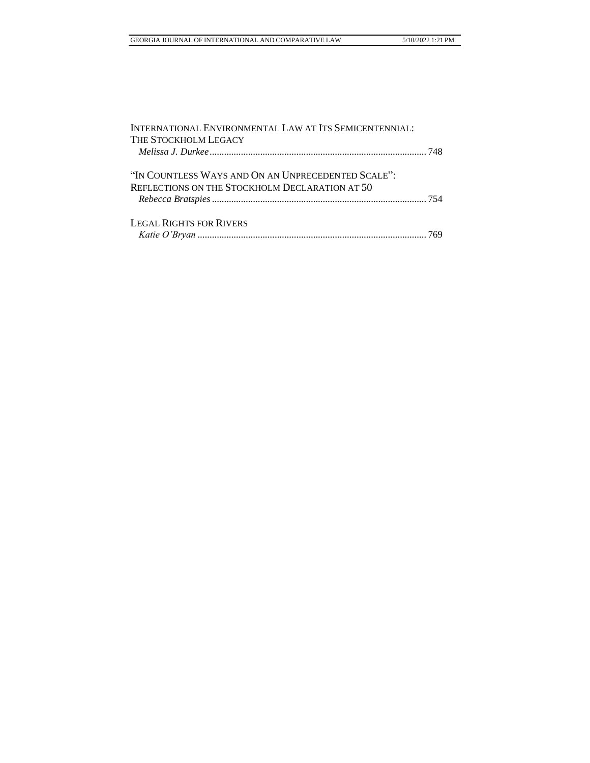INTERNATIONAL ENVIRONMENTAL LAW AT ITS SEMICENTENNIAL: THE STOCKHOLM LEGACY
*Melissa J. Durkee* ........................................................................................ 748

"IN COUNTLESS WAYS AND ON AN UNPRECEDENTED SCALE": REFLECTIONS ON THE STOCKHOLM DECLARATION AT 50
*Rebecca Bratspies* ........................................................................................ 754

LEGAL RIGHTS FOR RIVERS
*Katie O'Bryan* .............................................................................................. 769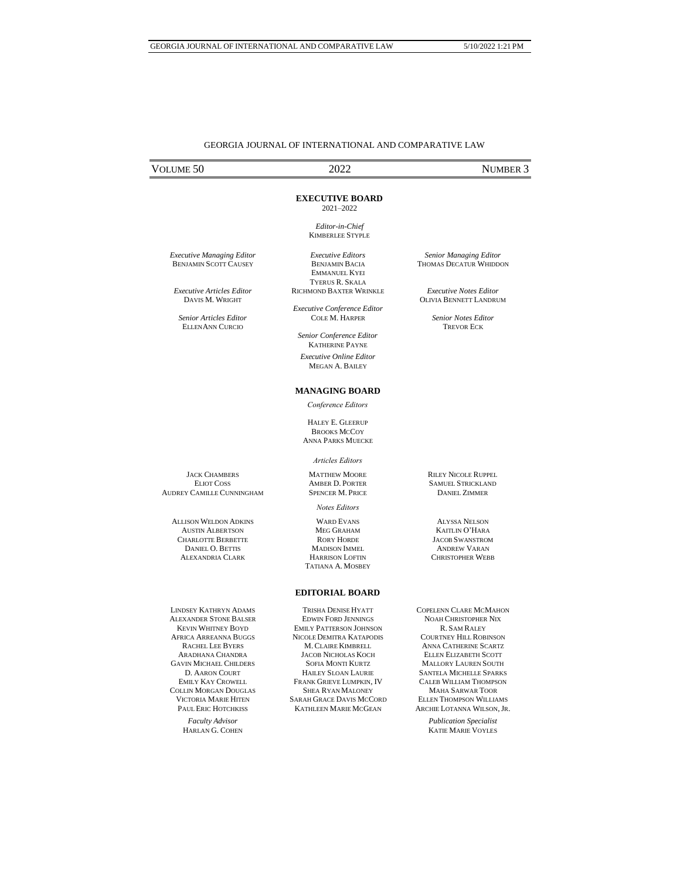GEORGIA JOURNAL OF INTERNATIONAL AND COMPARATIVE LAW

VOLUME 50 — 2022 — NUMBER 3

## EXECUTIVE BOARD

2021–2022

*Editor-in-Chief*
KIMBERLEE STYPLE

*Executive Managing Editor*
BENJAMIN SCOTT CAUSEY

*Executive Editors*
BENJAMIN BACIA
EMMANUEL KYEI
TYERUS R. SKALA
RICHMOND BAXTER WRINKLE

*Senior Managing Editor*
THOMAS DECATUR WHIDDON

*Executive Articles Editor*
DAVIS M. WRIGHT

*Executive Notes Editor*
OLIVIA BENNETT LANDRUM

*Executive Conference Editor*
COLE M. HARPER

*Senior Articles Editor*
ELLENANN CURCIO

*Senior Notes Editor*
TREVOR ECK

*Senior Conference Editor*
KATHERINE PAYNE

*Executive Online Editor*
MEGAN A. BAILEY

## MANAGING BOARD

*Conference Editors*

HALEY E. GLEERUP
BROOKS MCCOY
ANNA PARKS MUECKE

*Articles Editors*

JACK CHAMBERS
ELIOT COSS
AUDREY CAMILLE CUNNINGHAM
MATTHEW MOORE
AMBER D. PORTER
SPENCER M. PRICE
RILEY NICOLE RUPPEL
SAMUEL STRICKLAND
DANIEL ZIMMER

*Notes Editors*

ALLISON WELDON ADKINS
AUSTIN ALBERTSON
CHARLOTTE BERBETTE
DANIEL O. BETTIS
ALEXANDRIA CLARK
WARD EVANS
MEG GRAHAM
RORY HORDE
MADISON IMMEL
HARRISON LOFTIN
TATIANA A. MOSBEY
ALYSSA NELSON
KAITLIN O'HARA
JACOB SWANSTROM
ANDREW VARAN
CHRISTOPHER WEBB

## EDITORIAL BOARD

LINDSEY KATHRYN ADAMS
ALEXANDER STONE BALSER
KEVIN WHITNEY BOYD
AFRICA ARREANNA BUGGS
RACHEL LEE BYERS
ARADHANA CHANDRA
GAVIN MICHAEL CHILDERS
D. AARON COURT
EMILY KAY CROWELL
COLLIN MORGAN DOUGLAS
VICTORIA MARIE HITEN
PAUL ERIC HOTCHKISS
TRISHA DENISE HYATT
EDWIN FORD JENNINGS
EMILY PATTERSON JOHNSON
NICOLE DEMITRA KATAPODIS
M. CLAIRE KIMBRELL
JACOB NICHOLAS KOCH
SOFIA MONTI KURTZ
HAILEY SLOAN LAURIE
FRANK GRIEVE LUMPKIN, IV
SHEA RYAN MALONEY
SARAH GRACE DAVIS MCCORD
KATHLEEN MARIE MCGEAN
COPELENN CLARE MCMAHON
NOAH CHRISTOPHER NIX
R. SAM RALEY
COURTNEY HILL ROBINSON
ANNA CATHERINE SCARTZ
ELLEN ELIZABETH SCOTT
MALLORY LAUREN SOUTH
SANTELA MICHELLE SPARKS
CALEB WILLIAM THOMPSON
MAHA SARWAR TOOR
ELLEN THOMPSON WILLIAMS
ARCHIE LOTANNA WILSON, JR.

*Faculty Advisor*
HARLAN G. COHEN

*Publication Specialist*
KATIE MARIE VOYLES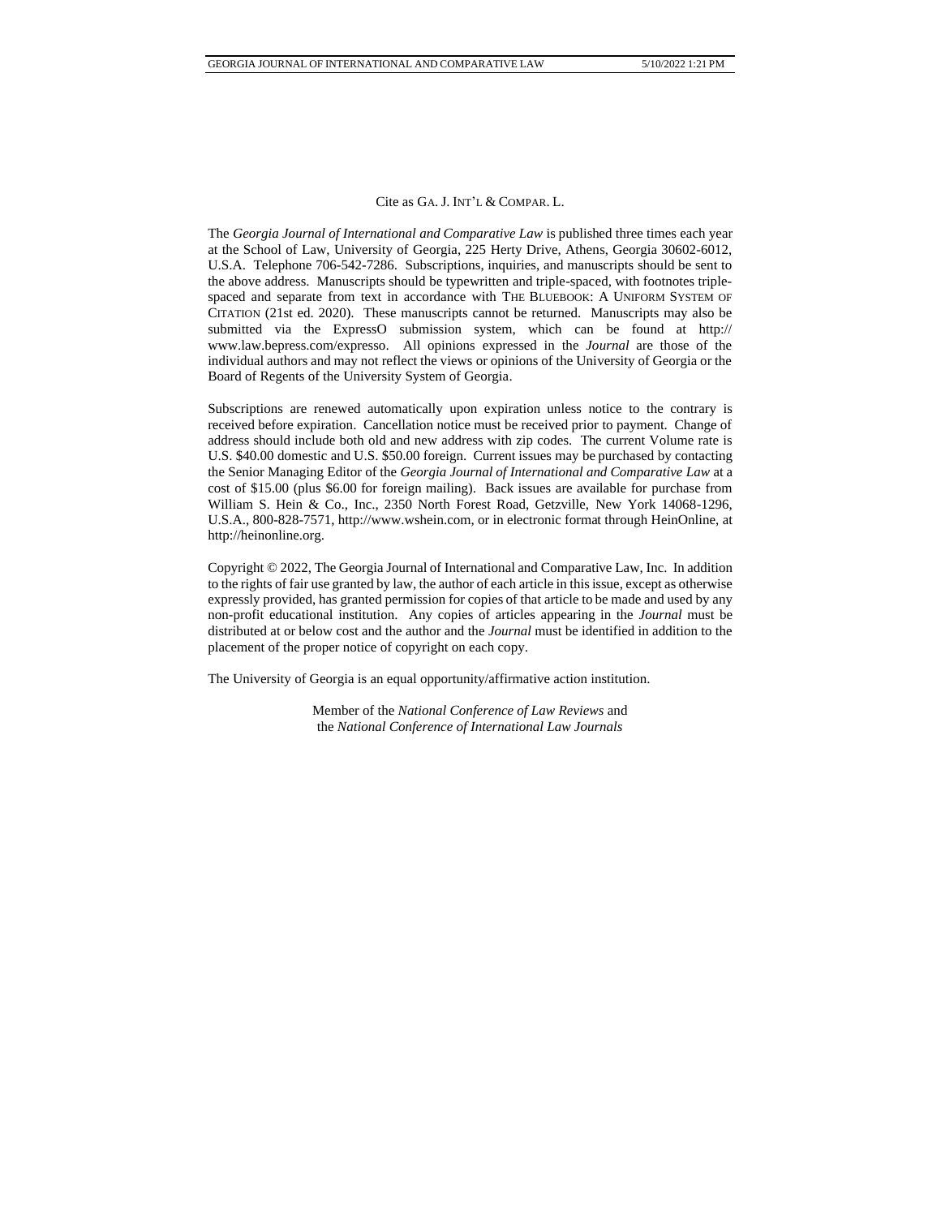Cite as GA. J. INT'L & COMPAR. L.

The *Georgia Journal of International and Comparative Law* is published three times each year at the School of Law, University of Georgia, 225 Herty Drive, Athens, Georgia 30602-6012, U.S.A. Telephone 706-542-7286. Subscriptions, inquiries, and manuscripts should be sent to the above address. Manuscripts should be typewritten and triple-spaced, with footnotes triple-spaced and separate from text in accordance with THE BLUEBOOK: A UNIFORM SYSTEM OF CITATION (21st ed. 2020). These manuscripts cannot be returned. Manuscripts may also be submitted via the ExpressO submission system, which can be found at http:// www.law.bepress.com/expresso. All opinions expressed in the *Journal* are those of the individual authors and may not reflect the views or opinions of the University of Georgia or the Board of Regents of the University System of Georgia.

Subscriptions are renewed automatically upon expiration unless notice to the contrary is received before expiration. Cancellation notice must be received prior to payment. Change of address should include both old and new address with zip codes. The current Volume rate is U.S. $40.00 domestic and U.S. $50.00 foreign. Current issues may be purchased by contacting the Senior Managing Editor of the *Georgia Journal of International and Comparative Law* at a cost of $15.00 (plus $6.00 for foreign mailing). Back issues are available for purchase from William S. Hein & Co., Inc., 2350 North Forest Road, Getzville, New York 14068-1296, U.S.A., 800-828-7571, http://www.wshein.com, or in electronic format through HeinOnline, at http://heinonline.org.

Copyright © 2022, The Georgia Journal of International and Comparative Law, Inc. In addition to the rights of fair use granted by law, the author of each article in this issue, except as otherwise expressly provided, has granted permission for copies of that article to be made and used by any non-profit educational institution. Any copies of articles appearing in the *Journal* must be distributed at or below cost and the author and the *Journal* must be identified in addition to the placement of the proper notice of copyright on each copy.

The University of Georgia is an equal opportunity/affirmative action institution.

Member of the *National Conference of Law Reviews* and
the *National Conference of International Law Journals*